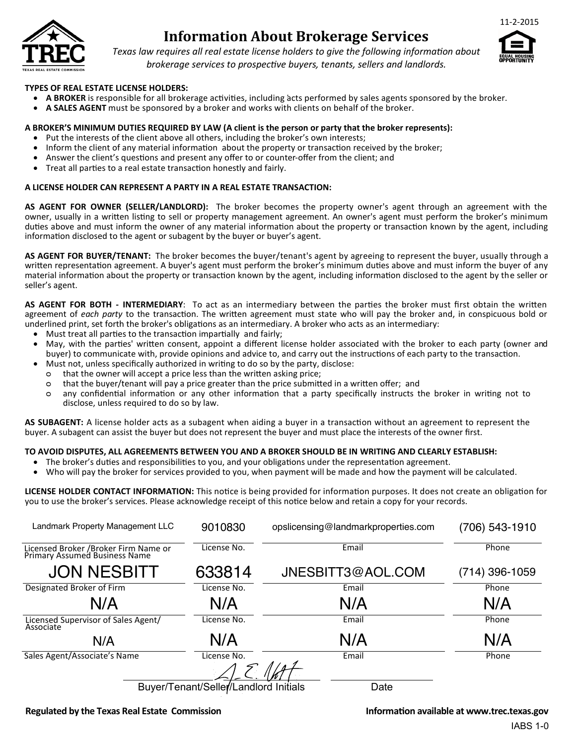11-2-2015

# Information About Brokerage Services

*Texas law requires all real estate license holders to give the following information about brokerage services to prospective buyers, tenants, sellers and landlords.*

**TYPES OF REAL ESTATE LICENSE HOLDERS:**

- **A BROKER** is responsible for all brokerage activities, including acts performed by sales agents sponsored by the broker.
- **A SALES AGENT** must be sponsored by a broker and works with clients on behalf of the broker.

**A BROKER'S MINIMUM DUTIES REQUIRED BY LAW (A client is the person or party that the broker represents):**

- Put the interests of the client above all others, including the broker's own interests;
- Inform the client of any material information about the property or transaction received by the broker;
- Answer the client's questions and present any offer to or counter-offer from the client; and
- Treat all parties to a real estate transaction honestly and fairly.

**A LICENSE HOLDER CAN REPRESENT A PARTY IN A REAL ESTATE TRANSACTION:**

**AS AGENT FOR OWNER (SELLER/LANDLORD):** The broker becomes the property owner's agent through an agreement with the owner, usually in a written listing to sell or property management agreement. An owner's agent must perform the broker's minimum duties above and must inform the owner of any material information about the property or transaction known by the agent, including information disclosed to the agent or subagent by the buyer or buyer's agent.

**AS AGENT FOR BUYER/TENANT:** The broker becomes the buyer/tenant's agent by agreeing to represent the buyer, usually through a written representation agreement. A buyer's agent must perform the broker's minimum duties above and must inform the buyer of any material information about the property or transaction known by the agent, including information disclosed to the agent by the seller or seller's agent.

**AS AGENT FOR BOTH - INTERMEDIARY**: To act as an intermediary between the parties the broker must first obtain the written agreement of *each party* to the transaction. The written agreement must state who will pay the broker and, in conspicuous bold or underlined print, set forth the broker's obligations as an intermediary. A broker who acts as an intermediary:

- Must treat all parties to the transaction impartially and fairly;
- May, with the parties' written consent, appoint a different license holder associated with the broker to each party (owner and buyer) to communicate with, provide opinions and advice to, and carry out the instructions of each party to the transaction.
- Must not, unless specifically authorized in writing to do so by the party, disclose:
  - that the owner will accept a price less than the written asking price;
  - that the buyer/tenant will pay a price greater than the price submitted in a written offer; and
  - any confidential information or any other information that a party specifically instructs the broker in writing not to disclose, unless required to do so by law.

**AS SUBAGENT:** A license holder acts as a subagent when aiding a buyer in a transaction without an agreement to represent the buyer. A subagent can assist the buyer but does not represent the buyer and must place the interests of the owner first.

**TO AVOID DISPUTES, ALL AGREEMENTS BETWEEN YOU AND A BROKER SHOULD BE IN WRITING AND CLEARLY ESTABLISH:**

- The broker's duties and responsibilities to you, and your obligations under the representation agreement.
- Who will pay the broker for services provided to you, when payment will be made and how the payment will be calculated.

**LICENSE HOLDER CONTACT INFORMATION:** This notice is being provided for information purposes. It does not create an obligation for you to use the broker's services. Please acknowledge receipt of this notice below and retain a copy for your records.

| | | | |
|---|---|---|---|
| Landmark Property Management LLC | 9010830 | opslicensing@landmarkproperties.com | (706) 543-1910 |
| Licensed Broker /Broker Firm Name or Primary Assumed Business Name | License No. | Email | Phone |
| JON NESBITT | 633814 | JNESBITT3@AOL.COM | (714) 396-1059 |
| Designated Broker of Firm | License No. | Email | Phone |
| N/A | N/A | N/A | N/A |
| Licensed Supervisor of Sales Agent/ Associate | License No. | Email | Phone |
| N/A | N/A | N/A | N/A |
| Sales Agent/Associate's Name | License No. | Email | Phone |

Buyer/Tenant/Seller/Landlord Initials: A.E.N.

Date: ____________

**Regulated by the Texas Real Estate Commission**

**Information available at www.trec.texas.gov**

IABS 1-0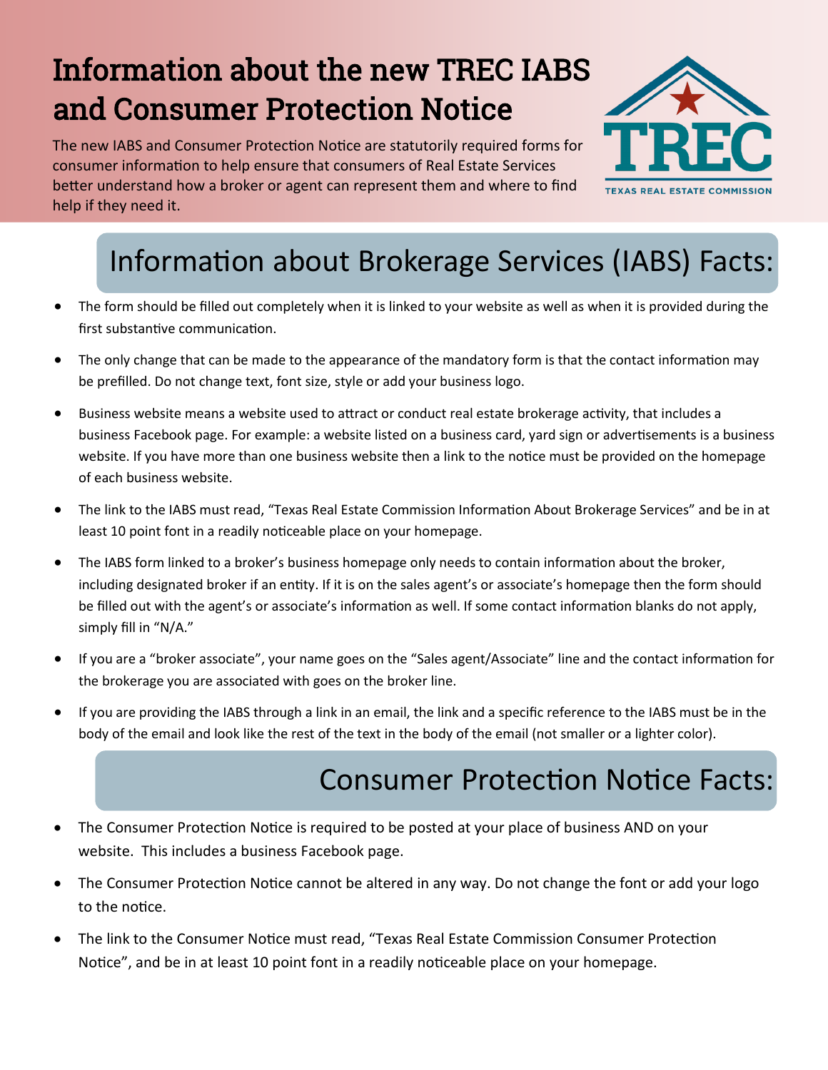# Information about the new TREC IABS and Consumer Protection Notice

The new IABS and Consumer Protection Notice are statutorily required forms for consumer information to help ensure that consumers of Real Estate Services better understand how a broker or agent can represent them and where to find help if they need it.

TREC
TEXAS REAL ESTATE COMMISSION

## Information about Brokerage Services (IABS) Facts:

- The form should be filled out completely when it is linked to your website as well as when it is provided during the first substantive communication.
- The only change that can be made to the appearance of the mandatory form is that the contact information may be prefilled. Do not change text, font size, style or add your business logo.
- Business website means a website used to attract or conduct real estate brokerage activity, that includes a business Facebook page. For example: a website listed on a business card, yard sign or advertisements is a business website. If you have more than one business website then a link to the notice must be provided on the homepage of each business website.
- The link to the IABS must read, "Texas Real Estate Commission Information About Brokerage Services" and be in at least 10 point font in a readily noticeable place on your homepage.
- The IABS form linked to a broker's business homepage only needs to contain information about the broker, including designated broker if an entity. If it is on the sales agent's or associate's homepage then the form should be filled out with the agent's or associate's information as well. If some contact information blanks do not apply, simply fill in "N/A."
- If you are a "broker associate", your name goes on the "Sales agent/Associate" line and the contact information for the brokerage you are associated with goes on the broker line.
- If you are providing the IABS through a link in an email, the link and a specific reference to the IABS must be in the body of the email and look like the rest of the text in the body of the email (not smaller or a lighter color).

## Consumer Protection Notice Facts:

- The Consumer Protection Notice is required to be posted at your place of business AND on your website. This includes a business Facebook page.
- The Consumer Protection Notice cannot be altered in any way. Do not change the font or add your logo to the notice.
- The link to the Consumer Notice must read, "Texas Real Estate Commission Consumer Protection Notice", and be in at least 10 point font in a readily noticeable place on your homepage.